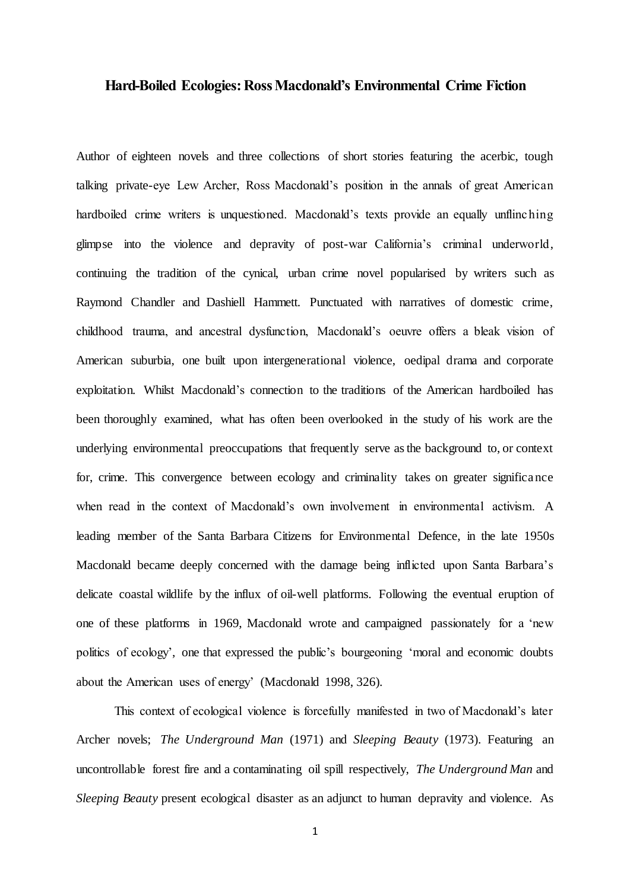# Hard-Boiled Ecologies: Ross Macdonald's Environmental Crime Fiction

Author of eighteen novels and three collections of short stories featuring the acerbic, tough talking private-eye Lew Archer, Ross Macdonald's position in the annals of great American hardboiled crime writers is unquestioned. Macdonald's texts provide an equally unflinching glimpse into the violence and depravity of post-war California's criminal underworld, continuing the tradition of the cynical, urban crime novel popularised by writers such as Raymond Chandler and Dashiell Hammett. Punctuated with narratives of domestic crime, childhood trauma, and ancestral dysfunction, Macdonald's oeuvre offers a bleak vision of American suburbia, one built upon intergenerational violence, oedipal drama and corporate exploitation. Whilst Macdonald's connection to the traditions of the American hardboiled has been thoroughly examined, what has often been overlooked in the study of his work are the underlying environmental preoccupations that frequently serve as the background to, or context for, crime. This convergence between ecology and criminality takes on greater significance when read in the context of Macdonald's own involvement in environmental activism. A leading member of the Santa Barbara Citizens for Environmental Defence, in the late 1950s Macdonald became deeply concerned with the damage being inflicted upon Santa Barbara's delicate coastal wildlife by the influx of oil-well platforms. Following the eventual eruption of one of these platforms in 1969, Macdonald wrote and campaigned passionately for a 'new politics of ecology', one that expressed the public's bourgeoning 'moral and economic doubts about the American uses of energy' (Macdonald 1998, 326).

This context of ecological violence is forcefully manifested in two of Macdonald's later Archer novels; *The Underground Man* (1971) and *Sleeping Beauty* (1973). Featuring an uncontrollable forest fire and a contaminating oil spill respectively, *The Underground Man* and *Sleeping Beauty* present ecological disaster as an adjunct to human depravity and violence. As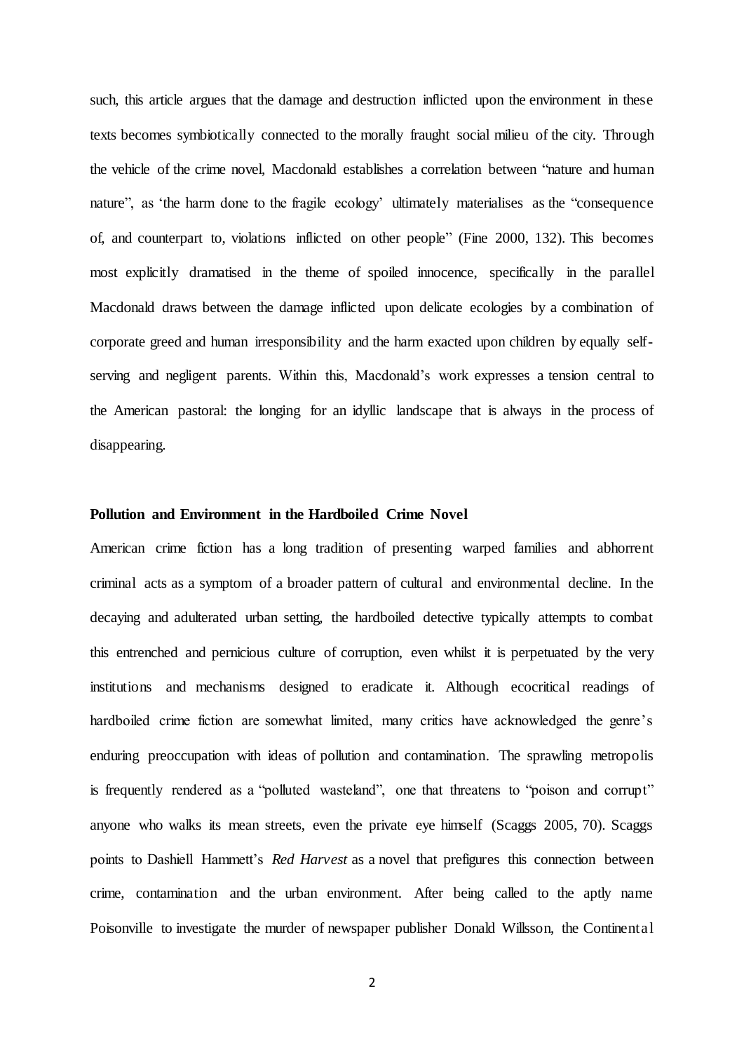such, this article argues that the damage and destruction inflicted upon the environment in these texts becomes symbiotically connected to the morally fraught social milieu of the city. Through the vehicle of the crime novel, Macdonald establishes a correlation between "nature and human nature", as 'the harm done to the fragile ecology' ultimately materialises as the "consequence of, and counterpart to, violations inflicted on other people" (Fine 2000, 132). This becomes most explicitly dramatised in the theme of spoiled innocence, specifically in the parallel Macdonald draws between the damage inflicted upon delicate ecologies by a combination of corporate greed and human irresponsibility and the harm exacted upon children by equally self-serving and negligent parents. Within this, Macdonald's work expresses a tension central to the American pastoral: the longing for an idyllic landscape that is always in the process of disappearing.

**Pollution and Environment in the Hardboiled Crime Novel**

American crime fiction has a long tradition of presenting warped families and abhorrent criminal acts as a symptom of a broader pattern of cultural and environmental decline. In the decaying and adulterated urban setting, the hardboiled detective typically attempts to combat this entrenched and pernicious culture of corruption, even whilst it is perpetuated by the very institutions and mechanisms designed to eradicate it. Although ecocritical readings of hardboiled crime fiction are somewhat limited, many critics have acknowledged the genre's enduring preoccupation with ideas of pollution and contamination. The sprawling metropolis is frequently rendered as a "polluted wasteland", one that threatens to "poison and corrupt" anyone who walks its mean streets, even the private eye himself (Scaggs 2005, 70). Scaggs points to Dashiell Hammett's *Red Harvest* as a novel that prefigures this connection between crime, contamination and the urban environment. After being called to the aptly name Poisonville to investigate the murder of newspaper publisher Donald Willsson, the Continental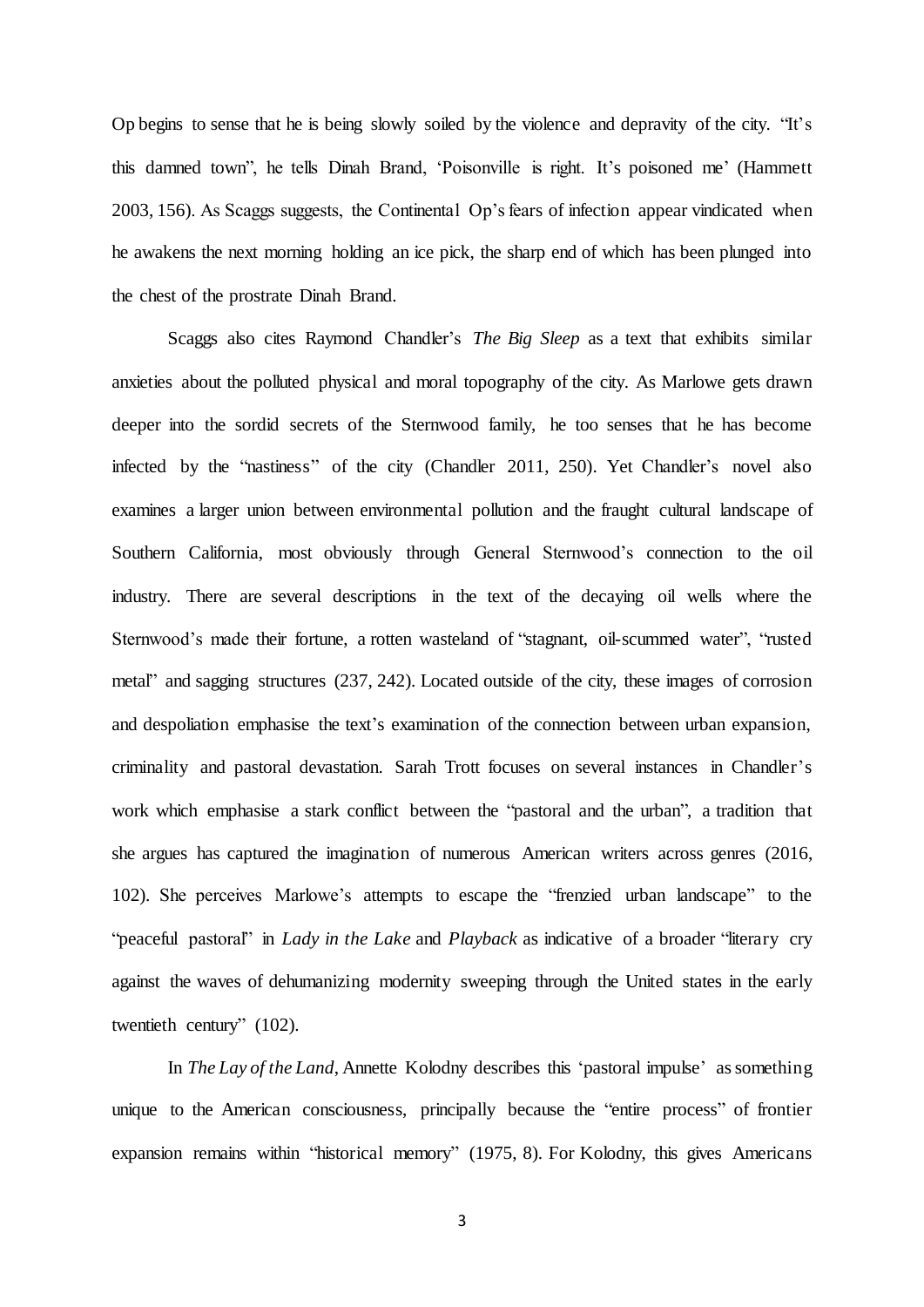Op begins to sense that he is being slowly soiled by the violence and depravity of the city. "It's this damned town", he tells Dinah Brand, 'Poisonville is right. It's poisoned me' (Hammett 2003, 156). As Scaggs suggests, the Continental Op's fears of infection appear vindicated when he awakens the next morning holding an ice pick, the sharp end of which has been plunged into the chest of the prostrate Dinah Brand.

Scaggs also cites Raymond Chandler's *The Big Sleep* as a text that exhibits similar anxieties about the polluted physical and moral topography of the city. As Marlowe gets drawn deeper into the sordid secrets of the Sternwood family, he too senses that he has become infected by the "nastiness" of the city (Chandler 2011, 250). Yet Chandler's novel also examines a larger union between environmental pollution and the fraught cultural landscape of Southern California, most obviously through General Sternwood's connection to the oil industry. There are several descriptions in the text of the decaying oil wells where the Sternwood's made their fortune, a rotten wasteland of "stagnant, oil-scummed water", "rusted metal" and sagging structures (237, 242). Located outside of the city, these images of corrosion and despoliation emphasise the text's examination of the connection between urban expansion, criminality and pastoral devastation. Sarah Trott focuses on several instances in Chandler's work which emphasise a stark conflict between the "pastoral and the urban", a tradition that she argues has captured the imagination of numerous American writers across genres (2016, 102). She perceives Marlowe's attempts to escape the "frenzied urban landscape" to the "peaceful pastoral" in *Lady in the Lake* and *Playback* as indicative of a broader "literary cry against the waves of dehumanizing modernity sweeping through the United states in the early twentieth century" (102).

In *The Lay of the Land*, Annette Kolodny describes this 'pastoral impulse' as something unique to the American consciousness, principally because the "entire process" of frontier expansion remains within "historical memory" (1975, 8). For Kolodny, this gives Americans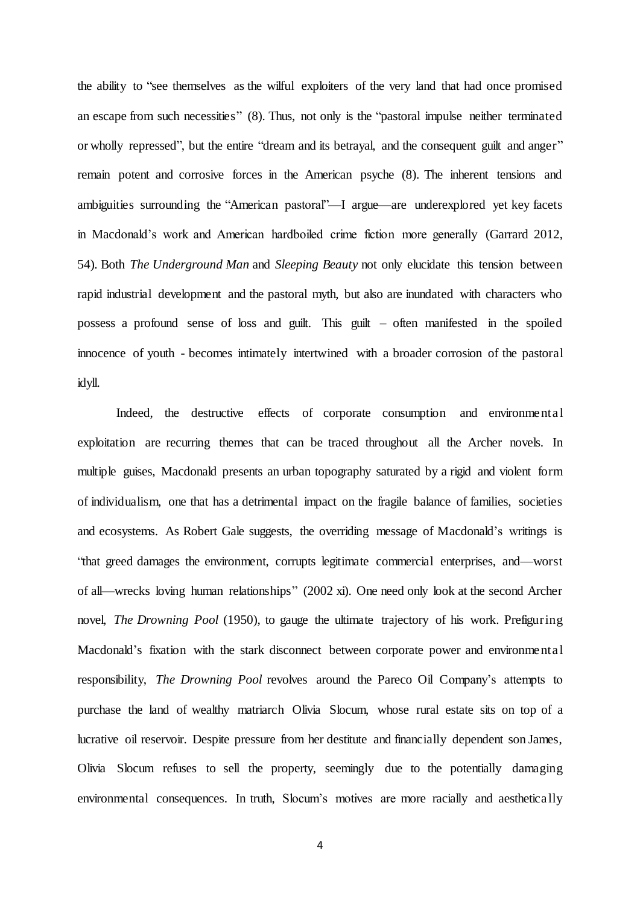the ability to "see themselves as the wilful exploiters of the very land that had once promised an escape from such necessities" (8). Thus, not only is the "pastoral impulse neither terminated or wholly repressed", but the entire "dream and its betrayal, and the consequent guilt and anger" remain potent and corrosive forces in the American psyche (8). The inherent tensions and ambiguities surrounding the "American pastoral"—I argue—are underexplored yet key facets in Macdonald's work and American hardboiled crime fiction more generally (Garrard 2012, 54). Both *The Underground Man* and *Sleeping Beauty* not only elucidate this tension between rapid industrial development and the pastoral myth, but also are inundated with characters who possess a profound sense of loss and guilt. This guilt – often manifested in the spoiled innocence of youth - becomes intimately intertwined with a broader corrosion of the pastoral idyll.

Indeed, the destructive effects of corporate consumption and environmental exploitation are recurring themes that can be traced throughout all the Archer novels. In multiple guises, Macdonald presents an urban topography saturated by a rigid and violent form of individualism, one that has a detrimental impact on the fragile balance of families, societies and ecosystems. As Robert Gale suggests, the overriding message of Macdonald's writings is "that greed damages the environment, corrupts legitimate commercial enterprises, and—worst of all—wrecks loving human relationships" (2002 xi). One need only look at the second Archer novel, *The Drowning Pool* (1950), to gauge the ultimate trajectory of his work. Prefiguring Macdonald's fixation with the stark disconnect between corporate power and environmental responsibility, *The Drowning Pool* revolves around the Pareco Oil Company's attempts to purchase the land of wealthy matriarch Olivia Slocum, whose rural estate sits on top of a lucrative oil reservoir. Despite pressure from her destitute and financially dependent son James, Olivia Slocum refuses to sell the property, seemingly due to the potentially damaging environmental consequences. In truth, Slocum's motives are more racially and aesthetically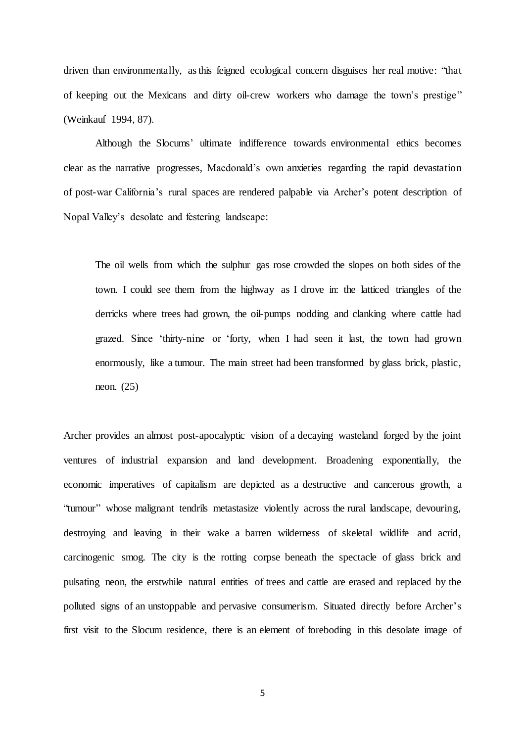driven than environmentally, as this feigned ecological concern disguises her real motive: "that of keeping out the Mexicans and dirty oil-crew workers who damage the town's prestige" (Weinkauf 1994, 87).

Although the Slocums' ultimate indifference towards environmental ethics becomes clear as the narrative progresses, Macdonald's own anxieties regarding the rapid devastation of post-war California's rural spaces are rendered palpable via Archer's potent description of Nopal Valley's desolate and festering landscape:

> The oil wells from which the sulphur gas rose crowded the slopes on both sides of the town. I could see them from the highway as I drove in: the latticed triangles of the derricks where trees had grown, the oil-pumps nodding and clanking where cattle had grazed. Since 'thirty-nine or 'forty, when I had seen it last, the town had grown enormously, like a tumour. The main street had been transformed by glass brick, plastic, neon. (25)

Archer provides an almost post-apocalyptic vision of a decaying wasteland forged by the joint ventures of industrial expansion and land development. Broadening exponentially, the economic imperatives of capitalism are depicted as a destructive and cancerous growth, a "tumour" whose malignant tendrils metastasize violently across the rural landscape, devouring, destroying and leaving in their wake a barren wilderness of skeletal wildlife and acrid, carcinogenic smog. The city is the rotting corpse beneath the spectacle of glass brick and pulsating neon, the erstwhile natural entities of trees and cattle are erased and replaced by the polluted signs of an unstoppable and pervasive consumerism. Situated directly before Archer's first visit to the Slocum residence, there is an element of foreboding in this desolate image of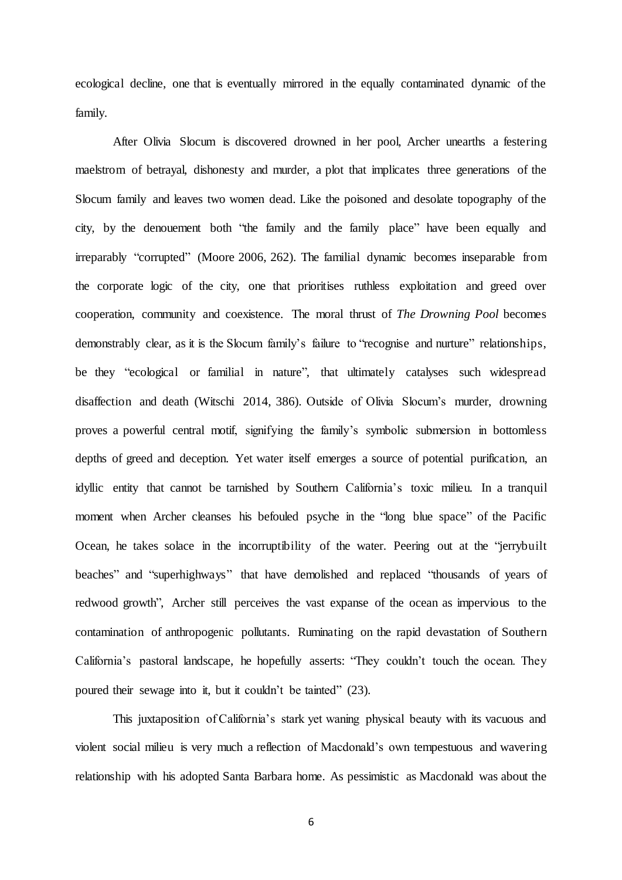ecological decline, one that is eventually mirrored in the equally contaminated dynamic of the family.

After Olivia Slocum is discovered drowned in her pool, Archer unearths a festering maelstrom of betrayal, dishonesty and murder, a plot that implicates three generations of the Slocum family and leaves two women dead. Like the poisoned and desolate topography of the city, by the denouement both "the family and the family place" have been equally and irreparably "corrupted" (Moore 2006, 262). The familial dynamic becomes inseparable from the corporate logic of the city, one that prioritises ruthless exploitation and greed over cooperation, community and coexistence. The moral thrust of *The Drowning Pool* becomes demonstrably clear, as it is the Slocum family's failure to "recognise and nurture" relationships, be they "ecological or familial in nature", that ultimately catalyses such widespread disaffection and death (Witschi 2014, 386). Outside of Olivia Slocum's murder, drowning proves a powerful central motif, signifying the family's symbolic submersion in bottomless depths of greed and deception. Yet water itself emerges a source of potential purification, an idyllic entity that cannot be tarnished by Southern California's toxic milieu. In a tranquil moment when Archer cleanses his befouled psyche in the "long blue space" of the Pacific Ocean, he takes solace in the incorruptibility of the water. Peering out at the "jerrybuilt beaches" and "superhighways" that have demolished and replaced "thousands of years of redwood growth", Archer still perceives the vast expanse of the ocean as impervious to the contamination of anthropogenic pollutants. Ruminating on the rapid devastation of Southern California's pastoral landscape, he hopefully asserts: "They couldn't touch the ocean. They poured their sewage into it, but it couldn't be tainted" (23).

This juxtaposition of California's stark yet waning physical beauty with its vacuous and violent social milieu is very much a reflection of Macdonald's own tempestuous and wavering relationship with his adopted Santa Barbara home. As pessimistic as Macdonald was about the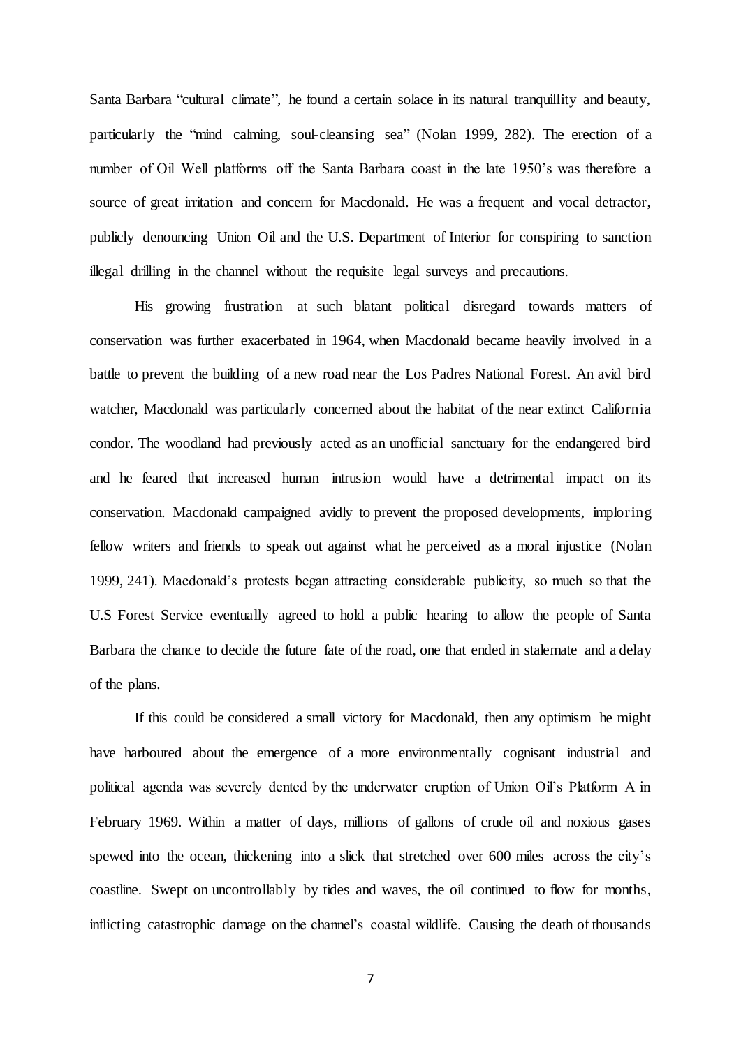Santa Barbara "cultural climate", he found a certain solace in its natural tranquillity and beauty, particularly the "mind calming, soul-cleansing sea" (Nolan 1999, 282). The erection of a number of Oil Well platforms off the Santa Barbara coast in the late 1950's was therefore a source of great irritation and concern for Macdonald. He was a frequent and vocal detractor, publicly denouncing Union Oil and the U.S. Department of Interior for conspiring to sanction illegal drilling in the channel without the requisite legal surveys and precautions.

His growing frustration at such blatant political disregard towards matters of conservation was further exacerbated in 1964, when Macdonald became heavily involved in a battle to prevent the building of a new road near the Los Padres National Forest. An avid bird watcher, Macdonald was particularly concerned about the habitat of the near extinct California condor. The woodland had previously acted as an unofficial sanctuary for the endangered bird and he feared that increased human intrusion would have a detrimental impact on its conservation. Macdonald campaigned avidly to prevent the proposed developments, imploring fellow writers and friends to speak out against what he perceived as a moral injustice (Nolan 1999, 241). Macdonald's protests began attracting considerable publicity, so much so that the U.S Forest Service eventually agreed to hold a public hearing to allow the people of Santa Barbara the chance to decide the future fate of the road, one that ended in stalemate and a delay of the plans.

If this could be considered a small victory for Macdonald, then any optimism he might have harboured about the emergence of a more environmentally cognisant industrial and political agenda was severely dented by the underwater eruption of Union Oil's Platform A in February 1969. Within a matter of days, millions of gallons of crude oil and noxious gases spewed into the ocean, thickening into a slick that stretched over 600 miles across the city's coastline. Swept on uncontrollably by tides and waves, the oil continued to flow for months, inflicting catastrophic damage on the channel's coastal wildlife. Causing the death of thousands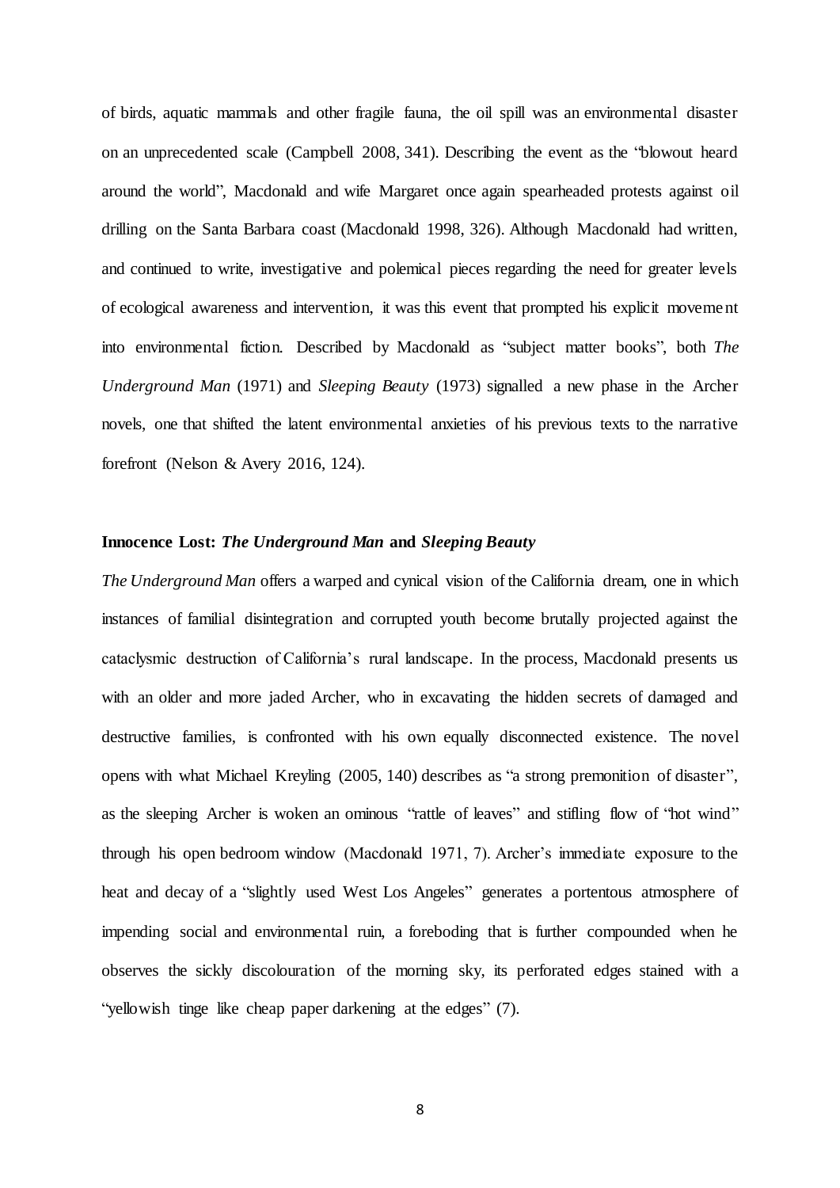of birds, aquatic mammals and other fragile fauna, the oil spill was an environmental disaster on an unprecedented scale (Campbell 2008, 341). Describing the event as the "blowout heard around the world", Macdonald and wife Margaret once again spearheaded protests against oil drilling on the Santa Barbara coast (Macdonald 1998, 326). Although Macdonald had written, and continued to write, investigative and polemical pieces regarding the need for greater levels of ecological awareness and intervention, it was this event that prompted his explicit movement into environmental fiction. Described by Macdonald as "subject matter books", both *The Underground Man* (1971) and *Sleeping Beauty* (1973) signalled a new phase in the Archer novels, one that shifted the latent environmental anxieties of his previous texts to the narrative forefront (Nelson & Avery 2016, 124).

**Innocence Lost: *The Underground Man* and *Sleeping Beauty***

*The Underground Man* offers a warped and cynical vision of the California dream, one in which instances of familial disintegration and corrupted youth become brutally projected against the cataclysmic destruction of California's rural landscape. In the process, Macdonald presents us with an older and more jaded Archer, who in excavating the hidden secrets of damaged and destructive families, is confronted with his own equally disconnected existence. The novel opens with what Michael Kreyling (2005, 140) describes as "a strong premonition of disaster", as the sleeping Archer is woken an ominous "rattle of leaves" and stifling flow of "hot wind" through his open bedroom window (Macdonald 1971, 7). Archer's immediate exposure to the heat and decay of a "slightly used West Los Angeles" generates a portentous atmosphere of impending social and environmental ruin, a foreboding that is further compounded when he observes the sickly discolouration of the morning sky, its perforated edges stained with a "yellowish tinge like cheap paper darkening at the edges" (7).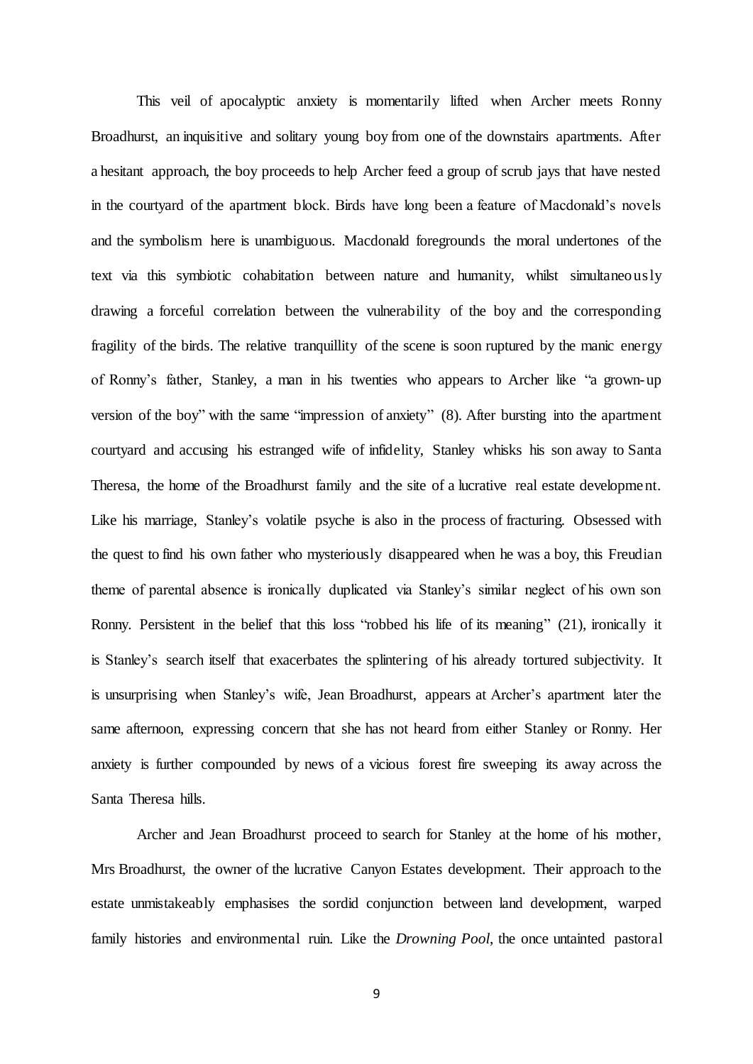This veil of apocalyptic anxiety is momentarily lifted when Archer meets Ronny Broadhurst, an inquisitive and solitary young boy from one of the downstairs apartments. After a hesitant approach, the boy proceeds to help Archer feed a group of scrub jays that have nested in the courtyard of the apartment block. Birds have long been a feature of Macdonald's novels and the symbolism here is unambiguous. Macdonald foregrounds the moral undertones of the text via this symbiotic cohabitation between nature and humanity, whilst simultaneously drawing a forceful correlation between the vulnerability of the boy and the corresponding fragility of the birds. The relative tranquillity of the scene is soon ruptured by the manic energy of Ronny's father, Stanley, a man in his twenties who appears to Archer like "a grown-up version of the boy" with the same "impression of anxiety" (8). After bursting into the apartment courtyard and accusing his estranged wife of infidelity, Stanley whisks his son away to Santa Theresa, the home of the Broadhurst family and the site of a lucrative real estate development. Like his marriage, Stanley's volatile psyche is also in the process of fracturing. Obsessed with the quest to find his own father who mysteriously disappeared when he was a boy, this Freudian theme of parental absence is ironically duplicated via Stanley's similar neglect of his own son Ronny. Persistent in the belief that this loss "robbed his life of its meaning" (21), ironically it is Stanley's search itself that exacerbates the splintering of his already tortured subjectivity. It is unsurprising when Stanley's wife, Jean Broadhurst, appears at Archer's apartment later the same afternoon, expressing concern that she has not heard from either Stanley or Ronny. Her anxiety is further compounded by news of a vicious forest fire sweeping its away across the Santa Theresa hills.

Archer and Jean Broadhurst proceed to search for Stanley at the home of his mother, Mrs Broadhurst, the owner of the lucrative Canyon Estates development. Their approach to the estate unmistakeably emphasises the sordid conjunction between land development, warped family histories and environmental ruin. Like the *Drowning Pool*, the once untainted pastoral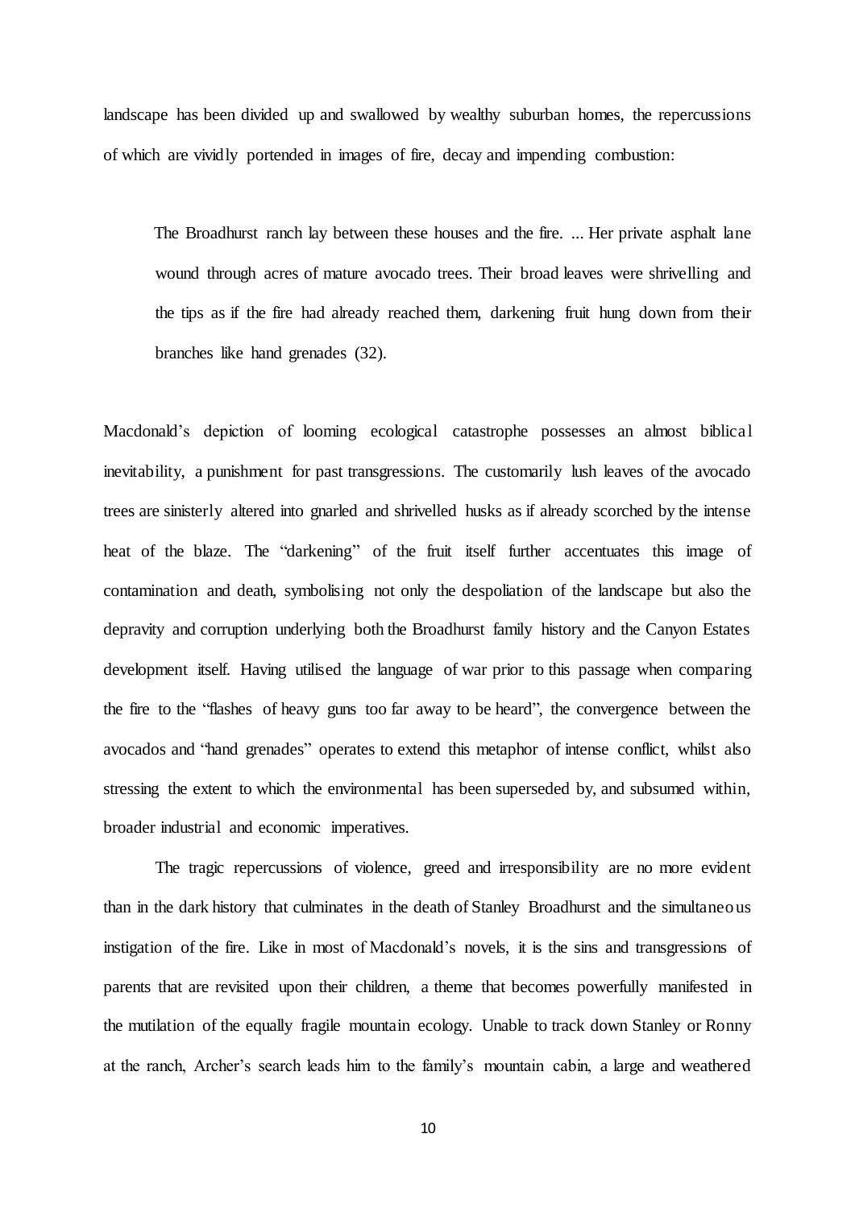landscape has been divided up and swallowed by wealthy suburban homes, the repercussions of which are vividly portended in images of fire, decay and impending combustion:

> The Broadhurst ranch lay between these houses and the fire. ... Her private asphalt lane wound through acres of mature avocado trees. Their broad leaves were shrivelling and the tips as if the fire had already reached them, darkening fruit hung down from their branches like hand grenades (32).

Macdonald's depiction of looming ecological catastrophe possesses an almost biblical inevitability, a punishment for past transgressions. The customarily lush leaves of the avocado trees are sinisterly altered into gnarled and shrivelled husks as if already scorched by the intense heat of the blaze. The "darkening" of the fruit itself further accentuates this image of contamination and death, symbolising not only the despoliation of the landscape but also the depravity and corruption underlying both the Broadhurst family history and the Canyon Estates development itself. Having utilised the language of war prior to this passage when comparing the fire to the "flashes of heavy guns too far away to be heard", the convergence between the avocados and "hand grenades" operates to extend this metaphor of intense conflict, whilst also stressing the extent to which the environmental has been superseded by, and subsumed within, broader industrial and economic imperatives.

The tragic repercussions of violence, greed and irresponsibility are no more evident than in the dark history that culminates in the death of Stanley Broadhurst and the simultaneous instigation of the fire. Like in most of Macdonald's novels, it is the sins and transgressions of parents that are revisited upon their children, a theme that becomes powerfully manifested in the mutilation of the equally fragile mountain ecology. Unable to track down Stanley or Ronny at the ranch, Archer's search leads him to the family's mountain cabin, a large and weathered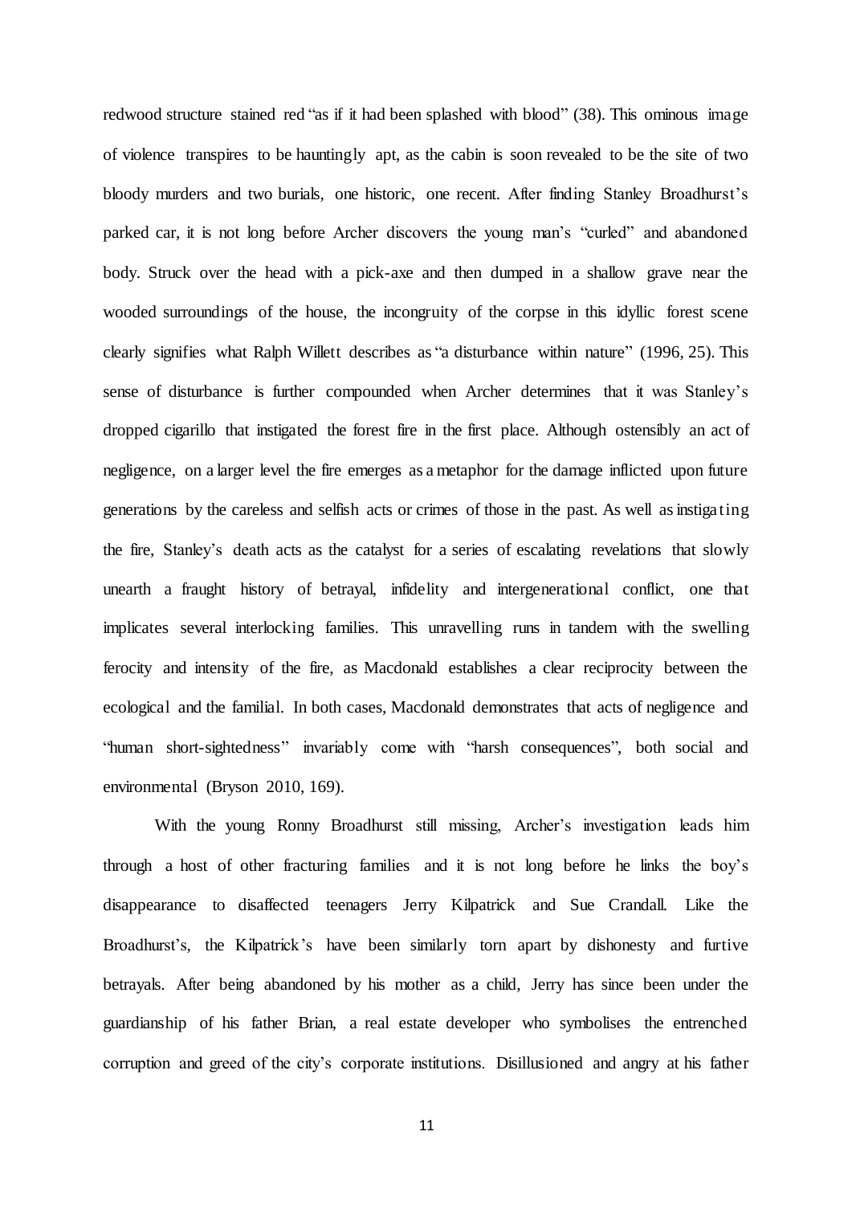redwood structure stained red "as if it had been splashed with blood" (38). This ominous image of violence transpires to be hauntingly apt, as the cabin is soon revealed to be the site of two bloody murders and two burials, one historic, one recent. After finding Stanley Broadhurst's parked car, it is not long before Archer discovers the young man's "curled" and abandoned body. Struck over the head with a pick-axe and then dumped in a shallow grave near the wooded surroundings of the house, the incongruity of the corpse in this idyllic forest scene clearly signifies what Ralph Willett describes as "a disturbance within nature" (1996, 25). This sense of disturbance is further compounded when Archer determines that it was Stanley's dropped cigarillo that instigated the forest fire in the first place. Although ostensibly an act of negligence, on a larger level the fire emerges as a metaphor for the damage inflicted upon future generations by the careless and selfish acts or crimes of those in the past. As well as instigating the fire, Stanley's death acts as the catalyst for a series of escalating revelations that slowly unearth a fraught history of betrayal, infidelity and intergenerational conflict, one that implicates several interlocking families. This unravelling runs in tandem with the swelling ferocity and intensity of the fire, as Macdonald establishes a clear reciprocity between the ecological and the familial. In both cases, Macdonald demonstrates that acts of negligence and "human short-sightedness" invariably come with "harsh consequences", both social and environmental (Bryson 2010, 169).

With the young Ronny Broadhurst still missing, Archer's investigation leads him through a host of other fracturing families and it is not long before he links the boy's disappearance to disaffected teenagers Jerry Kilpatrick and Sue Crandall. Like the Broadhurst's, the Kilpatrick's have been similarly torn apart by dishonesty and furtive betrayals. After being abandoned by his mother as a child, Jerry has since been under the guardianship of his father Brian, a real estate developer who symbolises the entrenched corruption and greed of the city's corporate institutions. Disillusioned and angry at his father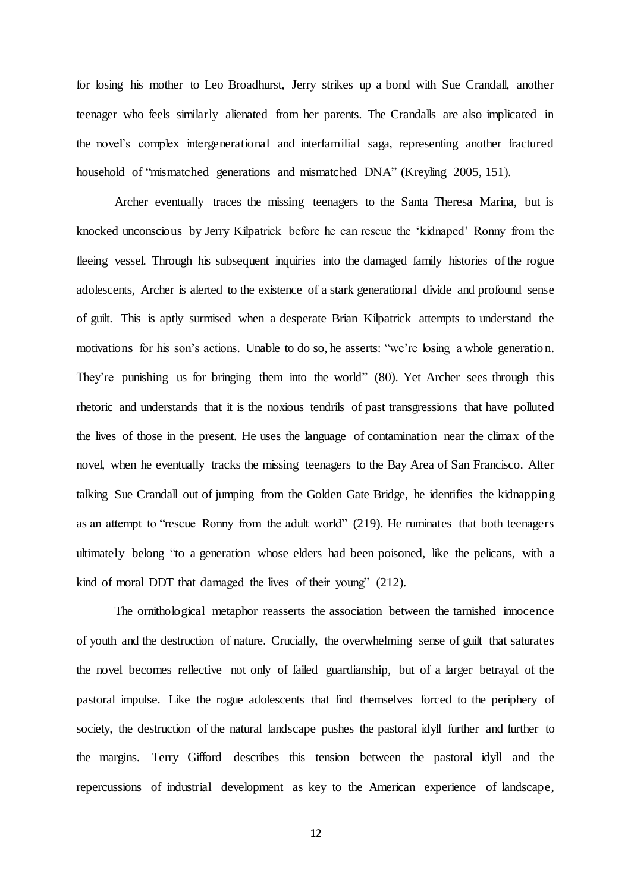for losing his mother to Leo Broadhurst, Jerry strikes up a bond with Sue Crandall, another teenager who feels similarly alienated from her parents. The Crandalls are also implicated in the novel's complex intergenerational and interfamilial saga, representing another fractured household of "mismatched generations and mismatched DNA" (Kreyling 2005, 151).

Archer eventually traces the missing teenagers to the Santa Theresa Marina, but is knocked unconscious by Jerry Kilpatrick before he can rescue the 'kidnaped' Ronny from the fleeing vessel. Through his subsequent inquiries into the damaged family histories of the rogue adolescents, Archer is alerted to the existence of a stark generational divide and profound sense of guilt. This is aptly surmised when a desperate Brian Kilpatrick attempts to understand the motivations for his son's actions. Unable to do so, he asserts: "we're losing a whole generation. They're punishing us for bringing them into the world" (80). Yet Archer sees through this rhetoric and understands that it is the noxious tendrils of past transgressions that have polluted the lives of those in the present. He uses the language of contamination near the climax of the novel, when he eventually tracks the missing teenagers to the Bay Area of San Francisco. After talking Sue Crandall out of jumping from the Golden Gate Bridge, he identifies the kidnapping as an attempt to "rescue Ronny from the adult world" (219). He ruminates that both teenagers ultimately belong "to a generation whose elders had been poisoned, like the pelicans, with a kind of moral DDT that damaged the lives of their young" (212).

The ornithological metaphor reasserts the association between the tarnished innocence of youth and the destruction of nature. Crucially, the overwhelming sense of guilt that saturates the novel becomes reflective not only of failed guardianship, but of a larger betrayal of the pastoral impulse. Like the rogue adolescents that find themselves forced to the periphery of society, the destruction of the natural landscape pushes the pastoral idyll further and further to the margins. Terry Gifford describes this tension between the pastoral idyll and the repercussions of industrial development as key to the American experience of landscape,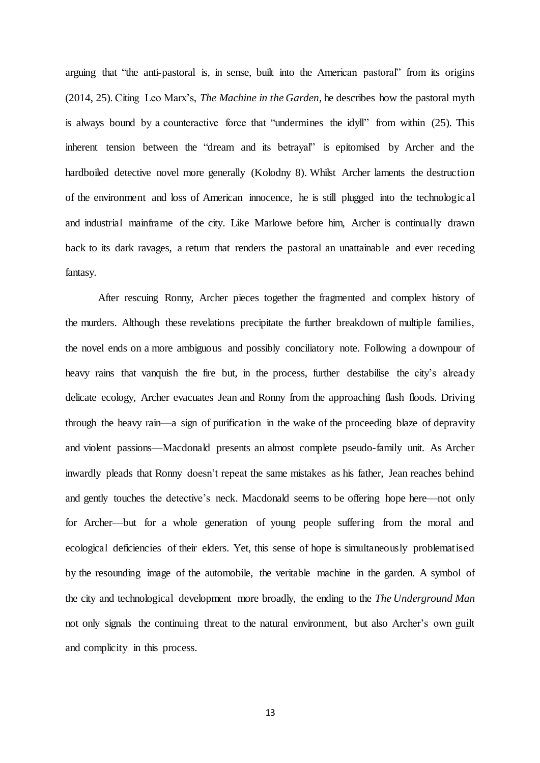arguing that "the anti-pastoral is, in sense, built into the American pastoral" from its origins (2014, 25). Citing Leo Marx's, *The Machine in the Garden*, he describes how the pastoral myth is always bound by a counteractive force that "undermines the idyll" from within (25). This inherent tension between the "dream and its betrayal" is epitomised by Archer and the hardboiled detective novel more generally (Kolodny 8). Whilst Archer laments the destruction of the environment and loss of American innocence, he is still plugged into the technological and industrial mainframe of the city. Like Marlowe before him, Archer is continually drawn back to its dark ravages, a return that renders the pastoral an unattainable and ever receding fantasy.

After rescuing Ronny, Archer pieces together the fragmented and complex history of the murders. Although these revelations precipitate the further breakdown of multiple families, the novel ends on a more ambiguous and possibly conciliatory note. Following a downpour of heavy rains that vanquish the fire but, in the process, further destabilise the city's already delicate ecology, Archer evacuates Jean and Ronny from the approaching flash floods. Driving through the heavy rain—a sign of purification in the wake of the proceeding blaze of depravity and violent passions—Macdonald presents an almost complete pseudo-family unit. As Archer inwardly pleads that Ronny doesn't repeat the same mistakes as his father, Jean reaches behind and gently touches the detective's neck. Macdonald seems to be offering hope here—not only for Archer—but for a whole generation of young people suffering from the moral and ecological deficiencies of their elders. Yet, this sense of hope is simultaneously problematised by the resounding image of the automobile, the veritable machine in the garden. A symbol of the city and technological development more broadly, the ending to the *The Underground Man* not only signals the continuing threat to the natural environment, but also Archer's own guilt and complicity in this process.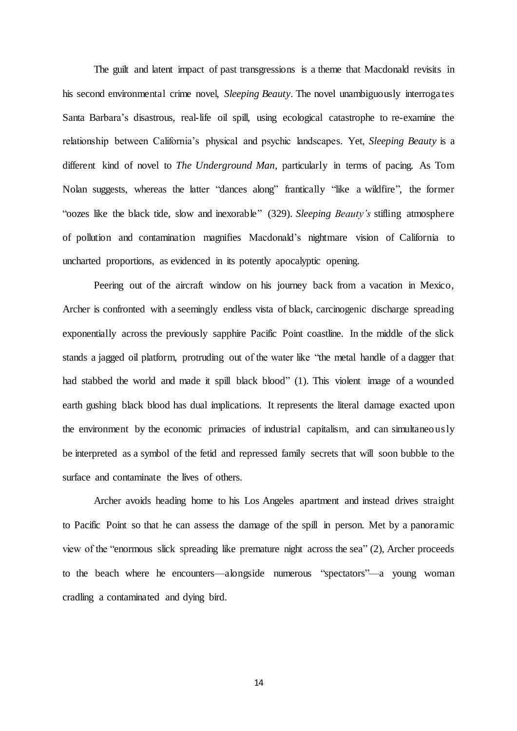The guilt and latent impact of past transgressions is a theme that Macdonald revisits in his second environmental crime novel, *Sleeping Beauty*. The novel unambiguously interrogates Santa Barbara's disastrous, real-life oil spill, using ecological catastrophe to re-examine the relationship between California's physical and psychic landscapes. Yet, *Sleeping Beauty* is a different kind of novel to *The Underground Man*, particularly in terms of pacing. As Tom Nolan suggests, whereas the latter "dances along" frantically "like a wildfire", the former "oozes like the black tide, slow and inexorable" (329). *Sleeping Beauty's* stifling atmosphere of pollution and contamination magnifies Macdonald's nightmare vision of California to uncharted proportions, as evidenced in its potentially apocalyptic opening.

Peering out of the aircraft window on his journey back from a vacation in Mexico, Archer is confronted with a seemingly endless vista of black, carcinogenic discharge spreading exponentially across the previously sapphire Pacific Point coastline. In the middle of the slick stands a jagged oil platform, protruding out of the water like "the metal handle of a dagger that had stabbed the world and made it spill black blood" (1). This violent image of a wounded earth gushing black blood has dual implications. It represents the literal damage exacted upon the environment by the economic primacies of industrial capitalism, and can simultaneously be interpreted as a symbol of the fetid and repressed family secrets that will soon bubble to the surface and contaminate the lives of others.

Archer avoids heading home to his Los Angeles apartment and instead drives straight to Pacific Point so that he can assess the damage of the spill in person. Met by a panoramic view of the "enormous slick spreading like premature night across the sea" (2), Archer proceeds to the beach where he encounters—alongside numerous "spectators"—a young woman cradling a contaminated and dying bird.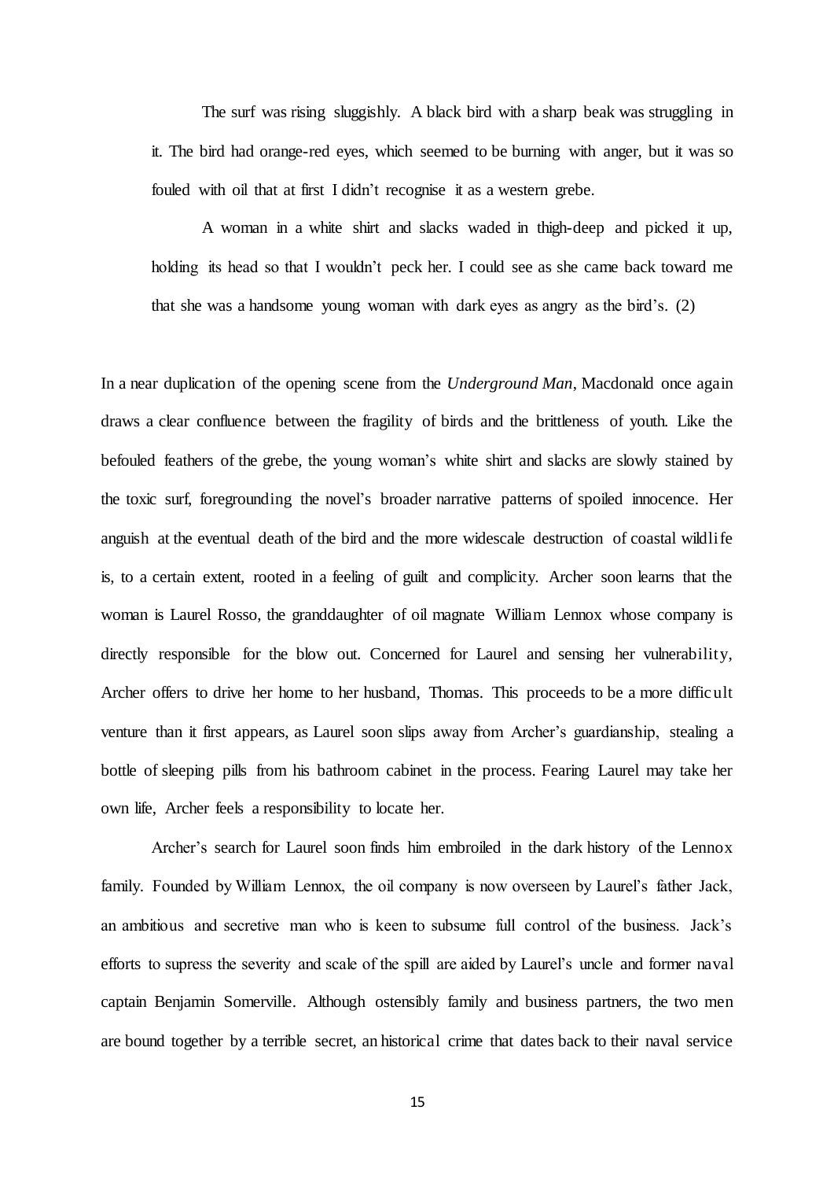> The surf was rising sluggishly. A black bird with a sharp beak was struggling in it. The bird had orange-red eyes, which seemed to be burning with anger, but it was so fouled with oil that at first I didn't recognise it as a western grebe.
>
> A woman in a white shirt and slacks waded in thigh-deep and picked it up, holding its head so that I wouldn't peck her. I could see as she came back toward me that she was a handsome young woman with dark eyes as angry as the bird's. (2)

In a near duplication of the opening scene from the *Underground Man*, Macdonald once again draws a clear confluence between the fragility of birds and the brittleness of youth. Like the befouled feathers of the grebe, the young woman's white shirt and slacks are slowly stained by the toxic surf, foregrounding the novel's broader narrative patterns of spoiled innocence. Her anguish at the eventual death of the bird and the more widescale destruction of coastal wildlife is, to a certain extent, rooted in a feeling of guilt and complicity. Archer soon learns that the woman is Laurel Rosso, the granddaughter of oil magnate William Lennox whose company is directly responsible for the blow out. Concerned for Laurel and sensing her vulnerability, Archer offers to drive her home to her husband, Thomas. This proceeds to be a more difficult venture than it first appears, as Laurel soon slips away from Archer's guardianship, stealing a bottle of sleeping pills from his bathroom cabinet in the process. Fearing Laurel may take her own life, Archer feels a responsibility to locate her.

Archer's search for Laurel soon finds him embroiled in the dark history of the Lennox family. Founded by William Lennox, the oil company is now overseen by Laurel's father Jack, an ambitious and secretive man who is keen to subsume full control of the business. Jack's efforts to supress the severity and scale of the spill are aided by Laurel's uncle and former naval captain Benjamin Somerville. Although ostensibly family and business partners, the two men are bound together by a terrible secret, an historical crime that dates back to their naval service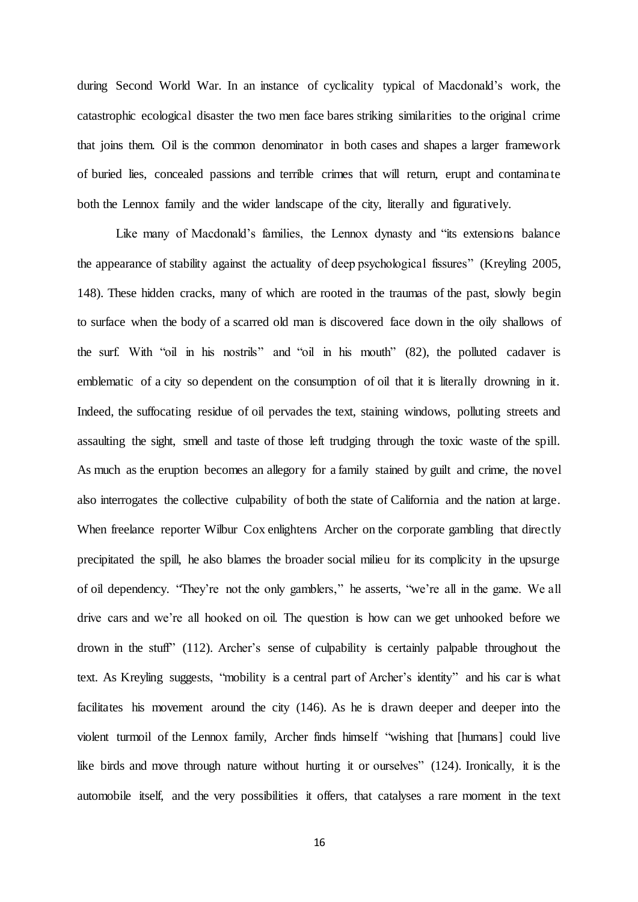during Second World War. In an instance of cyclicality typical of Macdonald's work, the catastrophic ecological disaster the two men face bares striking similarities to the original crime that joins them. Oil is the common denominator in both cases and shapes a larger framework of buried lies, concealed passions and terrible crimes that will return, erupt and contaminate both the Lennox family and the wider landscape of the city, literally and figuratively.

Like many of Macdonald's families, the Lennox dynasty and "its extensions balance the appearance of stability against the actuality of deep psychological fissures" (Kreyling 2005, 148). These hidden cracks, many of which are rooted in the traumas of the past, slowly begin to surface when the body of a scarred old man is discovered face down in the oily shallows of the surf. With "oil in his nostrils" and "oil in his mouth" (82), the polluted cadaver is emblematic of a city so dependent on the consumption of oil that it is literally drowning in it. Indeed, the suffocating residue of oil pervades the text, staining windows, polluting streets and assaulting the sight, smell and taste of those left trudging through the toxic waste of the spill. As much as the eruption becomes an allegory for a family stained by guilt and crime, the novel also interrogates the collective culpability of both the state of California and the nation at large. When freelance reporter Wilbur Cox enlightens Archer on the corporate gambling that directly precipitated the spill, he also blames the broader social milieu for its complicity in the upsurge of oil dependency. "They're not the only gamblers," he asserts, "we're all in the game. We all drive cars and we're all hooked on oil. The question is how can we get unhooked before we drown in the stuff" (112). Archer's sense of culpability is certainly palpable throughout the text. As Kreyling suggests, "mobility is a central part of Archer's identity" and his car is what facilitates his movement around the city (146). As he is drawn deeper and deeper into the violent turmoil of the Lennox family, Archer finds himself "wishing that [humans] could live like birds and move through nature without hurting it or ourselves" (124). Ironically, it is the automobile itself, and the very possibilities it offers, that catalyses a rare moment in the text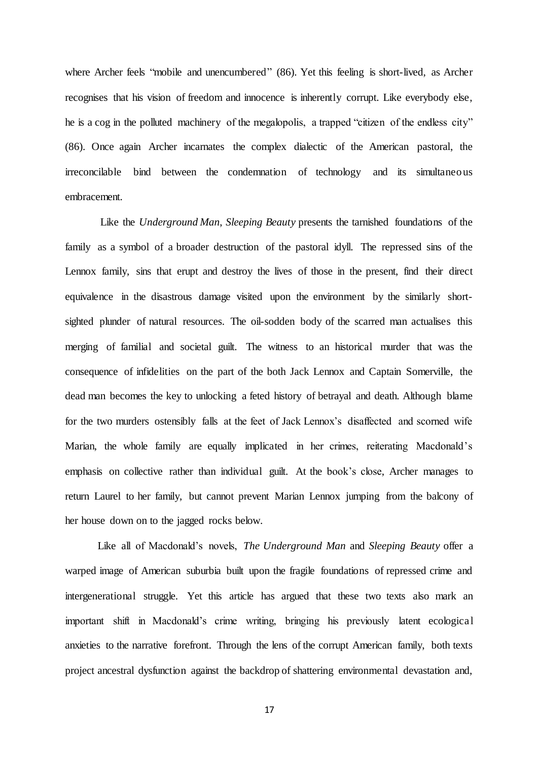where Archer feels "mobile and unencumbered" (86). Yet this feeling is short-lived, as Archer recognises that his vision of freedom and innocence is inherently corrupt. Like everybody else, he is a cog in the polluted machinery of the megalopolis, a trapped "citizen of the endless city" (86). Once again Archer incarnates the complex dialectic of the American pastoral, the irreconcilable bind between the condemnation of technology and its simultaneous embracement.

Like the *Underground Man*, *Sleeping Beauty* presents the tarnished foundations of the family as a symbol of a broader destruction of the pastoral idyll. The repressed sins of the Lennox family, sins that erupt and destroy the lives of those in the present, find their direct equivalence in the disastrous damage visited upon the environment by the similarly short-sighted plunder of natural resources. The oil-sodden body of the scarred man actualises this merging of familial and societal guilt. The witness to an historical murder that was the consequence of infidelities on the part of the both Jack Lennox and Captain Somerville, the dead man becomes the key to unlocking a feted history of betrayal and death. Although blame for the two murders ostensibly falls at the feet of Jack Lennox's disaffected and scorned wife Marian, the whole family are equally implicated in her crimes, reiterating Macdonald's emphasis on collective rather than individual guilt. At the book's close, Archer manages to return Laurel to her family, but cannot prevent Marian Lennox jumping from the balcony of her house down on to the jagged rocks below.

Like all of Macdonald's novels, *The Underground Man* and *Sleeping Beauty* offer a warped image of American suburbia built upon the fragile foundations of repressed crime and intergenerational struggle. Yet this article has argued that these two texts also mark an important shift in Macdonald's crime writing, bringing his previously latent ecological anxieties to the narrative forefront. Through the lens of the corrupt American family, both texts project ancestral dysfunction against the backdrop of shattering environmental devastation and,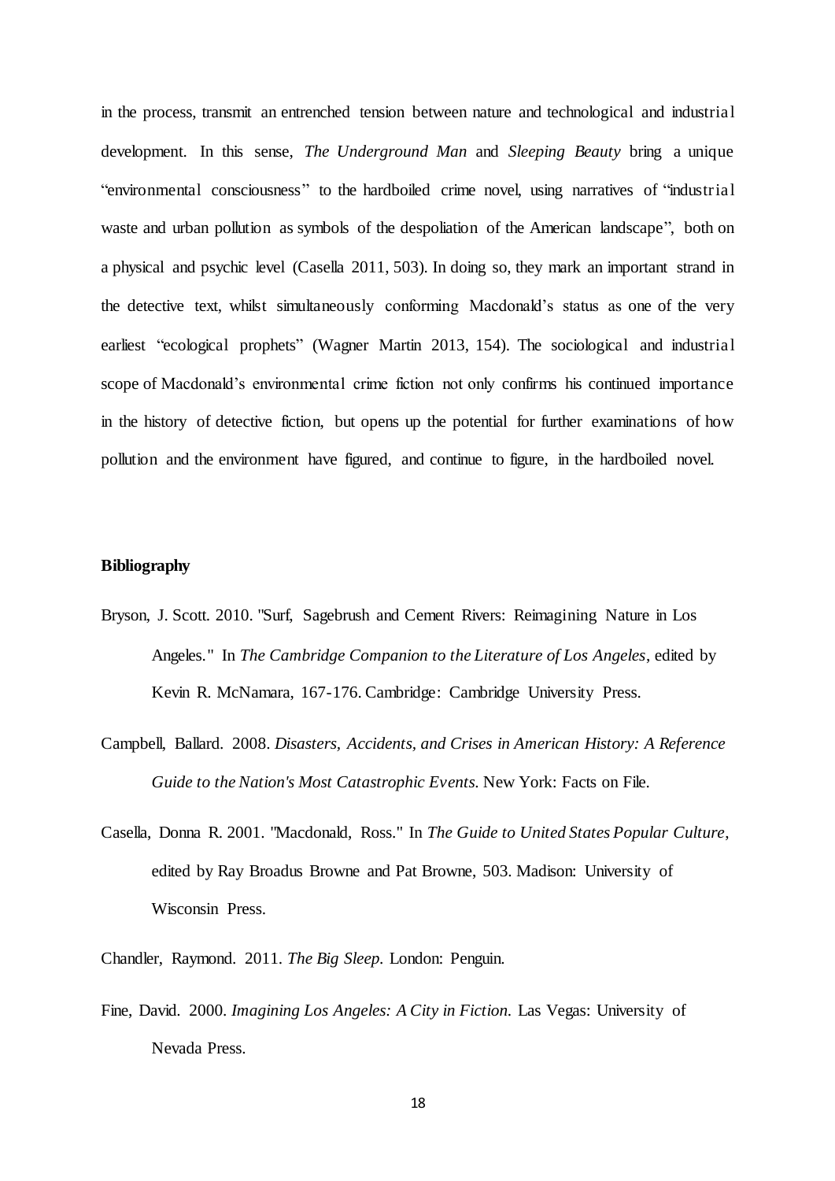in the process, transmit an entrenched tension between nature and technological and industrial development. In this sense, *The Underground Man* and *Sleeping Beauty* bring a unique "environmental consciousness" to the hardboiled crime novel, using narratives of "industrial waste and urban pollution as symbols of the despoliation of the American landscape", both on a physical and psychic level (Casella 2011, 503). In doing so, they mark an important strand in the detective text, whilst simultaneously conforming Macdonald's status as one of the very earliest "ecological prophets" (Wagner Martin 2013, 154). The sociological and industrial scope of Macdonald's environmental crime fiction not only confirms his continued importance in the history of detective fiction, but opens up the potential for further examinations of how pollution and the environment have figured, and continue to figure, in the hardboiled novel.

**Bibliography**

Bryson, J. Scott. 2010. "Surf, Sagebrush and Cement Rivers: Reimagining Nature in Los Angeles." In *The Cambridge Companion to the Literature of Los Angeles*, edited by Kevin R. McNamara, 167-176. Cambridge: Cambridge University Press.

Campbell, Ballard. 2008. *Disasters, Accidents, and Crises in American History: A Reference Guide to the Nation's Most Catastrophic Events.* New York: Facts on File.

Casella, Donna R. 2001. "Macdonald, Ross." In *The Guide to United States Popular Culture*, edited by Ray Broadus Browne and Pat Browne, 503. Madison: University of Wisconsin Press.

Chandler, Raymond. 2011. *The Big Sleep.* London: Penguin.

Fine, David. 2000. *Imagining Los Angeles: A City in Fiction.* Las Vegas: University of Nevada Press.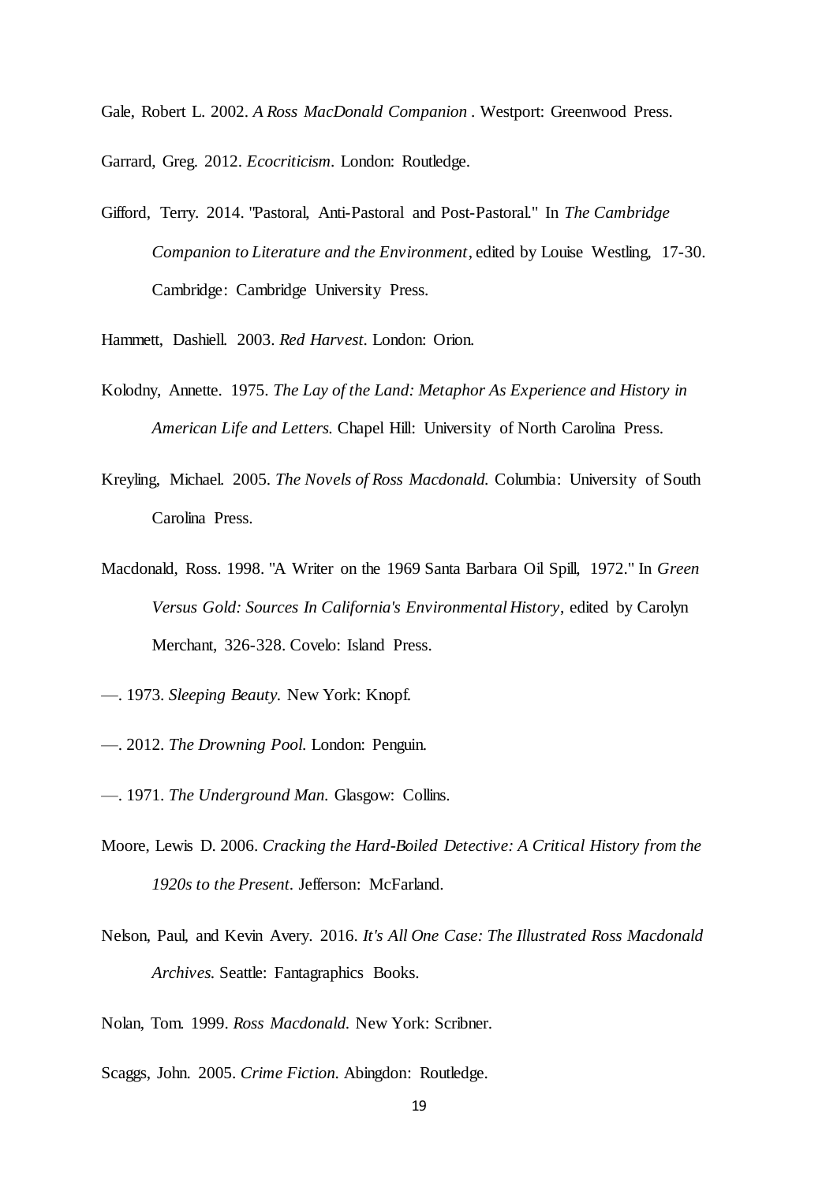Gale, Robert L. 2002. *A Ross MacDonald Companion* . Westport: Greenwood Press.

Garrard, Greg. 2012. *Ecocriticism*. London: Routledge.

Gifford, Terry. 2014. "Pastoral, Anti-Pastoral and Post-Pastoral." In *The Cambridge Companion to Literature and the Environment*, edited by Louise Westling, 17-30. Cambridge: Cambridge University Press.

Hammett, Dashiell. 2003. *Red Harvest*. London: Orion.

Kolodny, Annette. 1975. *The Lay of the Land: Metaphor As Experience and History in American Life and Letters.* Chapel Hill: University of North Carolina Press.

Kreyling, Michael. 2005. *The Novels of Ross Macdonald.* Columbia: University of South Carolina Press.

Macdonald, Ross. 1998. "A Writer on the 1969 Santa Barbara Oil Spill, 1972." In *Green Versus Gold: Sources In California's Environmental History*, edited by Carolyn Merchant, 326-328. Covelo: Island Press.

—. 1973. *Sleeping Beauty.* New York: Knopf.

—. 2012. *The Drowning Pool.* London: Penguin.

—. 1971. *The Underground Man.* Glasgow: Collins.

Moore, Lewis D. 2006. *Cracking the Hard-Boiled Detective: A Critical History from the 1920s to the Present.* Jefferson: McFarland.

Nelson, Paul, and Kevin Avery. 2016. *It's All One Case: The Illustrated Ross Macdonald Archives.* Seattle: Fantagraphics Books.

Nolan, Tom. 1999. *Ross Macdonald.* New York: Scribner.

Scaggs, John. 2005. *Crime Fiction.* Abingdon: Routledge.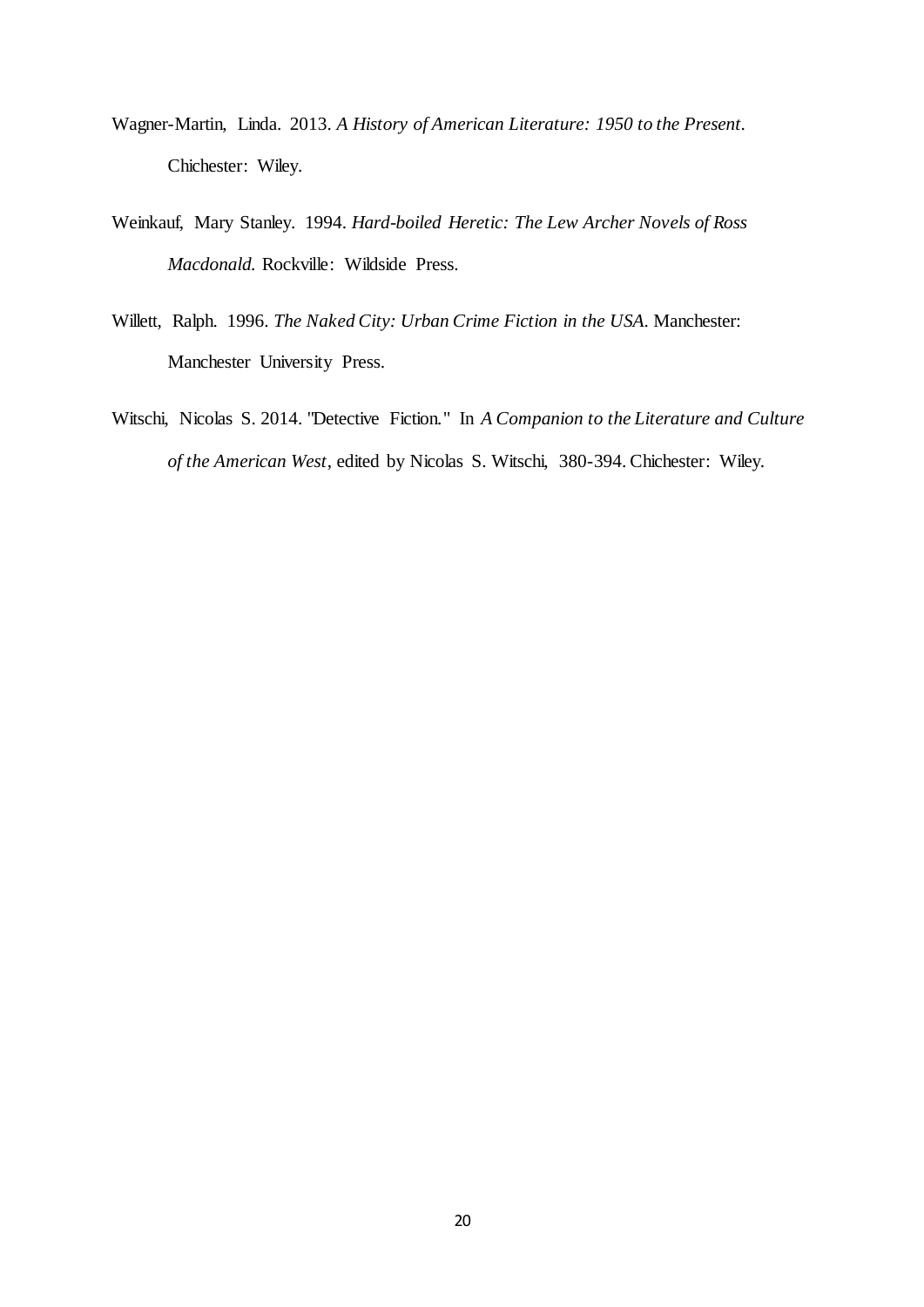Wagner-Martin, Linda. 2013. *A History of American Literature: 1950 to the Present*. Chichester: Wiley.

Weinkauf, Mary Stanley. 1994. *Hard-boiled Heretic: The Lew Archer Novels of Ross Macdonald.* Rockville: Wildside Press.

Willett, Ralph. 1996. *The Naked City: Urban Crime Fiction in the USA*. Manchester: Manchester University Press.

Witschi, Nicolas S. 2014. "Detective Fiction." In *A Companion to the Literature and Culture of the American West*, edited by Nicolas S. Witschi, 380-394. Chichester: Wiley.